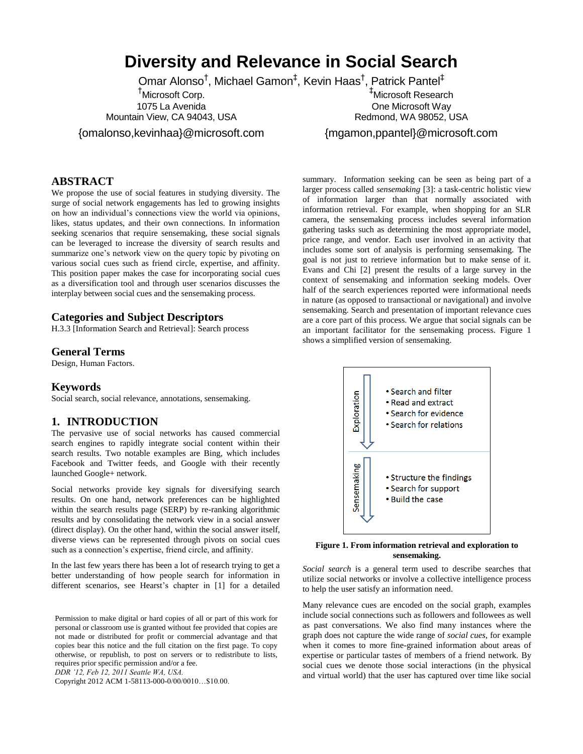# Diversity and Relevance in Social Search

Omar Alonso[†], Michael Gamon[‡], Kevin Haas[†], Patrick Pantel[‡]

[†]Microsoft Corp.
1075 La Avenida
Mountain View, CA 94043, USA
{omalonso,kevinhaa}@microsoft.com

[‡]Microsoft Research
One Microsoft Way
Redmond, WA 98052, USA
{mgamon,ppantel}@microsoft.com

## ABSTRACT

We propose the use of social features in studying diversity. The surge of social network engagements has led to growing insights on how an individual's connections view the world via opinions, likes, status updates, and their own connections. In information seeking scenarios that require sensemaking, these social signals can be leveraged to increase the diversity of search results and summarize one's network view on the query topic by pivoting on various social cues such as friend circle, expertise, and affinity. This position paper makes the case for incorporating social cues as a diversification tool and through user scenarios discusses the interplay between social cues and the sensemaking process.

## Categories and Subject Descriptors

H.3.3 [Information Search and Retrieval]: Search process

## General Terms

Design, Human Factors.

## Keywords

Social search, social relevance, annotations, sensemaking.

## 1. INTRODUCTION

The pervasive use of social networks has caused commercial search engines to rapidly integrate social content within their search results. Two notable examples are Bing, which includes Facebook and Twitter feeds, and Google with their recently launched Google+ network.

Social networks provide key signals for diversifying search results. On one hand, network preferences can be highlighted within the search results page (SERP) by re-ranking algorithmic results and by consolidating the network view in a social answer (direct display). On the other hand, within the social answer itself, diverse views can be represented through pivots on social cues such as a connection's expertise, friend circle, and affinity.

In the last few years there has been a lot of research trying to get a better understanding of how people search for information in different scenarios, see Hearst's chapter in [1] for a detailed summary. Information seeking can be seen as being part of a larger process called *sensemaking* [3]: a task-centric holistic view of information larger than that normally associated with information retrieval. For example, when shopping for an SLR camera, the sensemaking process includes several information gathering tasks such as determining the most appropriate model, price range, and vendor. Each user involved in an activity that includes some sort of analysis is performing sensemaking. The goal is not just to retrieve information but to make sense of it. Evans and Chi [2] present the results of a large survey in the context of sensemaking and information seeking models. Over half of the search experiences reported were informational needs in nature (as opposed to transactional or navigational) and involve sensemaking. Search and presentation of important relevance cues are a core part of this process. We argue that social signals can be an important facilitator for the sensemaking process. Figure 1 shows a simplified version of sensemaking.

Exploration
- Search and filter
- Read and extract
- Search for evidence
- Search for relations

Sensemaking
- Structure the findings
- Search for support
- Build the case

**Figure 1. From information retrieval and exploration to sensemaking.**

*Social search* is a general term used to describe searches that utilize social networks or involve a collective intelligence process to help the user satisfy an information need.

Many relevance cues are encoded on the social graph, examples include social connections such as followers and followees as well as past conversations. We also find many instances where the graph does not capture the wide range of *social cues*, for example when it comes to more fine-grained information about areas of expertise or particular tastes of members of a friend network. By social cues we denote those social interactions (in the physical and virtual world) that the user has captured over time like social

Permission to make digital or hard copies of all or part of this work for personal or classroom use is granted without fee provided that copies are not made or distributed for profit or commercial advantage and that copies bear this notice and the full citation on the first page. To copy otherwise, or republish, to post on servers or to redistribute to lists, requires prior specific permission and/or a fee.
*DDR '12, Feb 12, 2011 Seattle WA, USA.*
Copyright 2012 ACM 1-58113-000-0/00/0010…$10.00.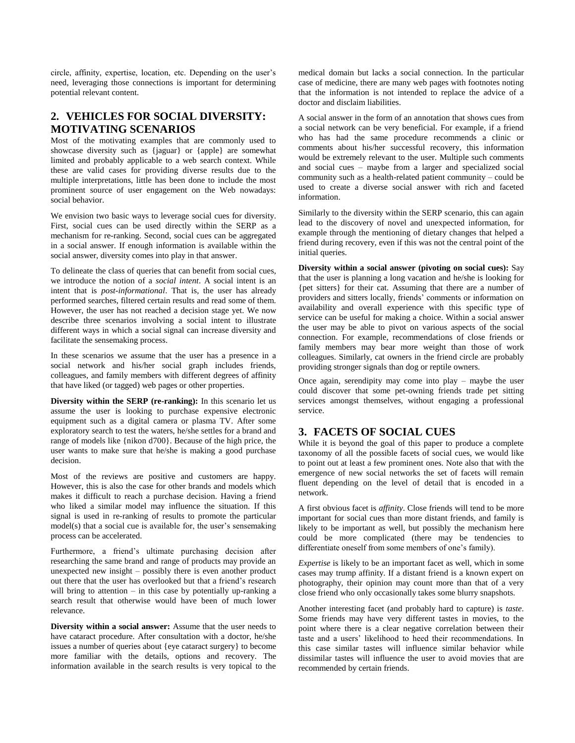circle, affinity, expertise, location, etc. Depending on the user's need, leveraging those connections is important for determining potential relevant content.

## 2. VEHICLES FOR SOCIAL DIVERSITY: MOTIVATING SCENARIOS

Most of the motivating examples that are commonly used to showcase diversity such as {jaguar} or {apple} are somewhat limited and probably applicable to a web search context. While these are valid cases for providing diverse results due to the multiple interpretations, little has been done to include the most prominent source of user engagement on the Web nowadays: social behavior.

We envision two basic ways to leverage social cues for diversity. First, social cues can be used directly within the SERP as a mechanism for re-ranking. Second, social cues can be aggregated in a social answer. If enough information is available within the social answer, diversity comes into play in that answer.

To delineate the class of queries that can benefit from social cues, we introduce the notion of a *social intent*. A social intent is an intent that is *post-informational*. That is, the user has already performed searches, filtered certain results and read some of them. However, the user has not reached a decision stage yet. We now describe three scenarios involving a social intent to illustrate different ways in which a social signal can increase diversity and facilitate the sensemaking process.

In these scenarios we assume that the user has a presence in a social network and his/her social graph includes friends, colleagues, and family members with different degrees of affinity that have liked (or tagged) web pages or other properties.

**Diversity within the SERP (re-ranking):** In this scenario let us assume the user is looking to purchase expensive electronic equipment such as a digital camera or plasma TV. After some exploratory search to test the waters, he/she settles for a brand and range of models like {nikon d700}. Because of the high price, the user wants to make sure that he/she is making a good purchase decision.

Most of the reviews are positive and customers are happy. However, this is also the case for other brands and models which makes it difficult to reach a purchase decision. Having a friend who liked a similar model may influence the situation. If this signal is used in re-ranking of results to promote the particular model(s) that a social cue is available for, the user's sensemaking process can be accelerated.

Furthermore, a friend's ultimate purchasing decision after researching the same brand and range of products may provide an unexpected new insight – possibly there is even another product out there that the user has overlooked but that a friend's research will bring to attention – in this case by potentially up-ranking a search result that otherwise would have been of much lower relevance.

**Diversity within a social answer:** Assume that the user needs to have cataract procedure. After consultation with a doctor, he/she issues a number of queries about {eye cataract surgery} to become more familiar with the details, options and recovery. The information available in the search results is very topical to the medical domain but lacks a social connection. In the particular case of medicine, there are many web pages with footnotes noting that the information is not intended to replace the advice of a doctor and disclaim liabilities.

A social answer in the form of an annotation that shows cues from a social network can be very beneficial. For example, if a friend who has had the same procedure recommends a clinic or comments about his/her successful recovery, this information would be extremely relevant to the user. Multiple such comments and social cues – maybe from a larger and specialized social community such as a health-related patient community – could be used to create a diverse social answer with rich and faceted information.

Similarly to the diversity within the SERP scenario, this can again lead to the discovery of novel and unexpected information, for example through the mentioning of dietary changes that helped a friend during recovery, even if this was not the central point of the initial queries.

**Diversity within a social answer (pivoting on social cues):** Say that the user is planning a long vacation and he/she is looking for {pet sitters} for their cat. Assuming that there are a number of providers and sitters locally, friends' comments or information on availability and overall experience with this specific type of service can be useful for making a choice. Within a social answer the user may be able to pivot on various aspects of the social connection. For example, recommendations of close friends or family members may bear more weight than those of work colleagues. Similarly, cat owners in the friend circle are probably providing stronger signals than dog or reptile owners.

Once again, serendipity may come into play – maybe the user could discover that some pet-owning friends trade pet sitting services amongst themselves, without engaging a professional service.

## 3. FACETS OF SOCIAL CUES

While it is beyond the goal of this paper to produce a complete taxonomy of all the possible facets of social cues, we would like to point out at least a few prominent ones. Note also that with the emergence of new social networks the set of facets will remain fluent depending on the level of detail that is encoded in a network.

A first obvious facet is *affinity*. Close friends will tend to be more important for social cues than more distant friends, and family is likely to be important as well, but possibly the mechanism here could be more complicated (there may be tendencies to differentiate oneself from some members of one's family).

*Expertise* is likely to be an important facet as well, which in some cases may trump affinity. If a distant friend is a known expert on photography, their opinion may count more than that of a very close friend who only occasionally takes some blurry snapshots.

Another interesting facet (and probably hard to capture) is *taste*. Some friends may have very different tastes in movies, to the point where there is a clear negative correlation between their taste and a users' likelihood to heed their recommendations. In this case similar tastes will influence similar behavior while dissimilar tastes will influence the user to avoid movies that are recommended by certain friends.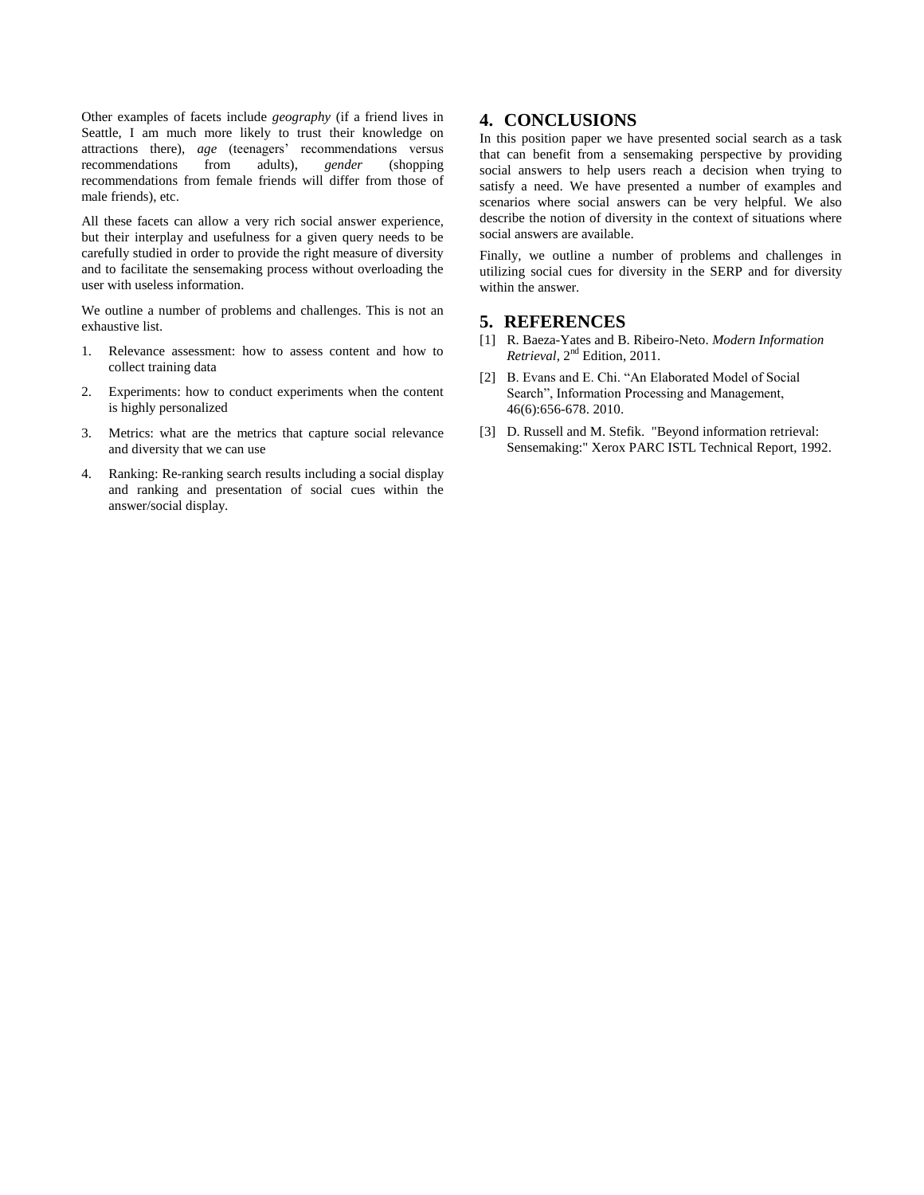Other examples of facets include *geography* (if a friend lives in Seattle, I am much more likely to trust their knowledge on attractions there), *age* (teenagers' recommendations versus recommendations from adults), *gender* (shopping recommendations from female friends will differ from those of male friends), etc.

All these facets can allow a very rich social answer experience, but their interplay and usefulness for a given query needs to be carefully studied in order to provide the right measure of diversity and to facilitate the sensemaking process without overloading the user with useless information.

We outline a number of problems and challenges. This is not an exhaustive list.

1. Relevance assessment: how to assess content and how to collect training data
2. Experiments: how to conduct experiments when the content is highly personalized
3. Metrics: what are the metrics that capture social relevance and diversity that we can use
4. Ranking: Re-ranking search results including a social display and ranking and presentation of social cues within the answer/social display.

## 4. CONCLUSIONS

In this position paper we have presented social search as a task that can benefit from a sensemaking perspective by providing social answers to help users reach a decision when trying to satisfy a need. We have presented a number of examples and scenarios where social answers can be very helpful. We also describe the notion of diversity in the context of situations where social answers are available.

Finally, we outline a number of problems and challenges in utilizing social cues for diversity in the SERP and for diversity within the answer.

## 5. REFERENCES

[1] R. Baeza-Yates and B. Ribeiro-Neto. *Modern Information Retrieval*, 2nd Edition, 2011.

[2] B. Evans and E. Chi. "An Elaborated Model of Social Search", Information Processing and Management, 46(6):656-678. 2010.

[3] D. Russell and M. Stefik. "Beyond information retrieval: Sensemaking:" Xerox PARC ISTL Technical Report, 1992.